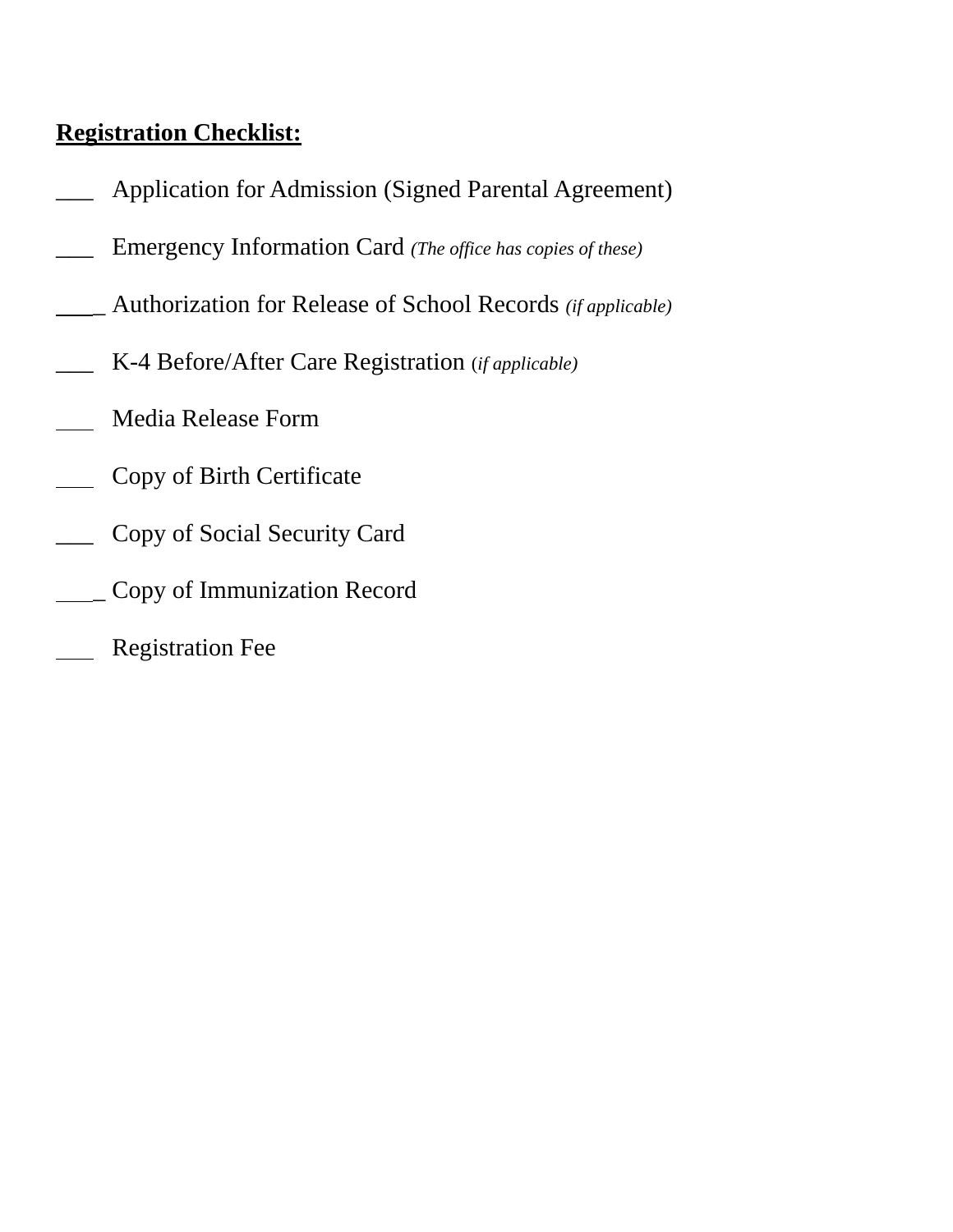**Registration Checklist:**

___ Application for Admission (Signed Parental Agreement)

___ Emergency Information Card *(The office has copies of these)*

____ Authorization for Release of School Records *(if applicable)*

___ K-4 Before/After Care Registration (*if applicable)*

___ Media Release Form

___ Copy of Birth Certificate

___ Copy of Social Security Card

____ Copy of Immunization Record

___ Registration Fee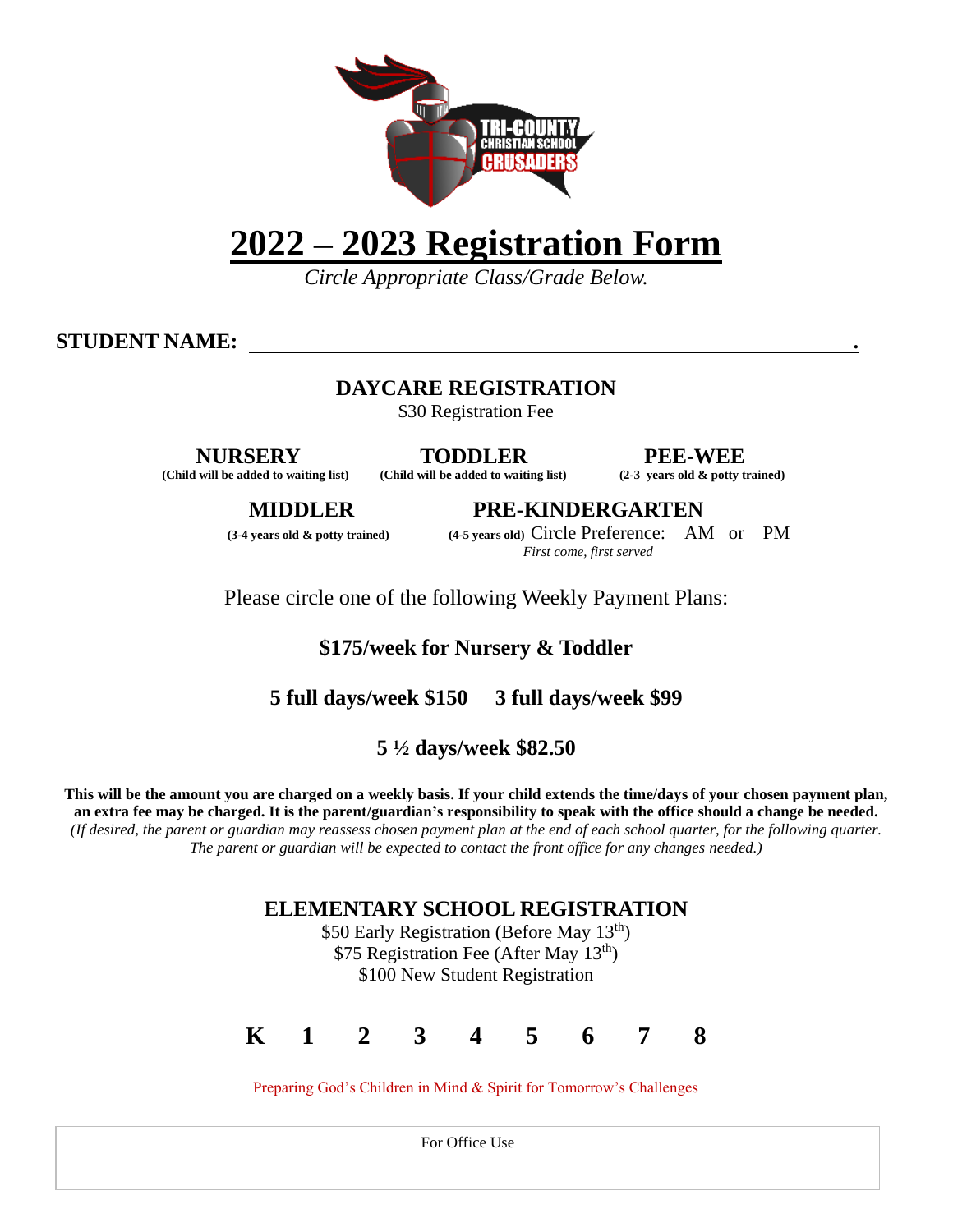# 2022 – 2023 Registration Form

*Circle Appropriate Class/Grade Below.*

**STUDENT NAME:** ______________________________________________.

## DAYCARE REGISTRATION

$30 Registration Fee

**NURSERY**
**(Child will be added to waiting list)**

**TODDLER**
**(Child will be added to waiting list)**

**PEE-WEE**
**(2-3 years old & potty trained)**

**MIDDLER**
**(3-4 years old & potty trained)**

**PRE-KINDERGARTEN**
**(4-5 years old)** Circle Preference: AM or PM
*First come, first served*

Please circle one of the following Weekly Payment Plans:

**$175/week for Nursery & Toddler**

**5 full days/week $150     3 full days/week $99**

**5 ½ days/week $82.50**

**This will be the amount you are charged on a weekly basis. If your child extends the time/days of your chosen payment plan, an extra fee may be charged. It is the parent/guardian's responsibility to speak with the office should a change be needed.**
*(If desired, the parent or guardian may reassess chosen payment plan at the end of each school quarter, for the following quarter. The parent or guardian will be expected to contact the front office for any changes needed.)*

## ELEMENTARY SCHOOL REGISTRATION

$50 Early Registration (Before May 13th)
$75 Registration Fee (After May 13th)
$100 New Student Registration

**K   1   2   3   4   5   6   7   8**

Preparing God's Children in Mind & Spirit for Tomorrow's Challenges

For Office Use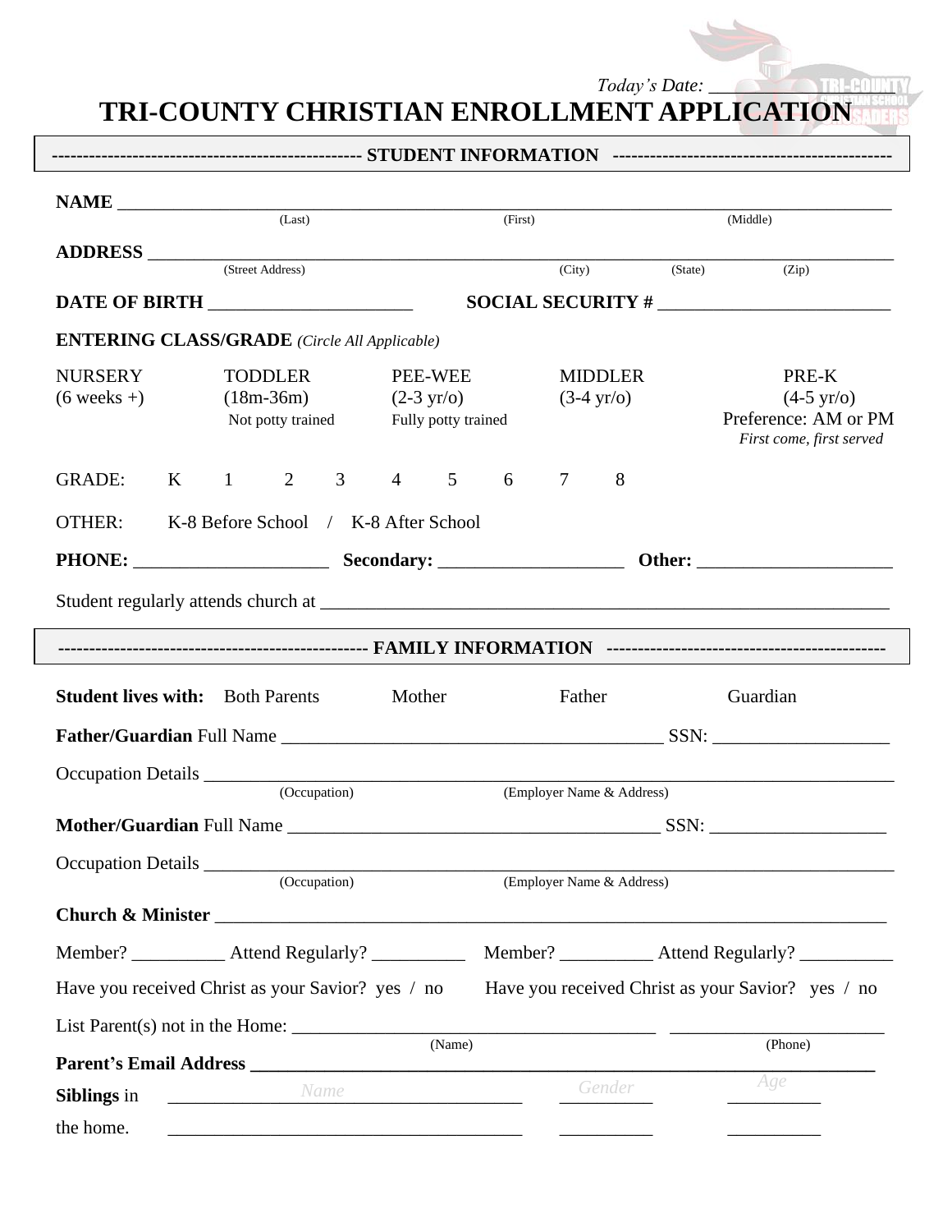*Today's Date:* ___________

# TRI-COUNTY CHRISTIAN ENROLLMENT APPLICATION

## ------------------------------------------------ STUDENT INFORMATION --------------------------------------------

**NAME** ______________________________________________________________________________
(Last) (First) (Middle)

**ADDRESS** ___________________________________________________________________________
(Street Address) (City) (State) (Zip)

**DATE OF BIRTH** ______________________ **SOCIAL SECURITY #** _________________________

**ENTERING CLASS/GRADE** *(Circle All Applicable)*

| NURSERY | TODDLER | PEE-WEE | MIDDLER | PRE-K |
|---|---|---|---|---|
| (6 weeks +) | (18m-36m) | (2-3 yr/o) | (3-4 yr/o) | (4-5 yr/o) |
| | Not potty trained | Fully potty trained | | Preference: AM or PM |
| | | | | *First come, first served* |

GRADE: K 1 2 3 4 5 6 7 8

OTHER: K-8 Before School / K-8 After School

**PHONE:** ____________________ **Secondary:** ___________________ **Other:** _____________________

Student regularly attends church at ______________________________________________________________

## ------------------------------------------------ FAMILY INFORMATION --------------------------------------------

**Student lives with:** Both Parents Mother Father Guardian

**Father/Guardian** Full Name ________________________________________ SSN: __________________

Occupation Details ________________________________________________________________________
(Occupation) (Employer Name & Address)

**Mother/Guardian** Full Name ________________________________________ SSN: __________________

Occupation Details ________________________________________________________________________
(Occupation) (Employer Name & Address)

**Church & Minister** ______________________________________________________________________

Member? __________ Attend Regularly? __________ Member? __________ Attend Regularly? __________

Have you received Christ as your Savior? yes / no Have you received Christ as your Savior? yes / no

List Parent(s) not in the Home: ____________________________________ ______________________
(Name) (Phone)

**Parent's Email Address** ___________________________________________________________________

| **Siblings** in the home. | Name | Gender | Age |
|---|---|---|---|
| | ________________________ | __________ | __________ |
| | ________________________ | __________ | __________ |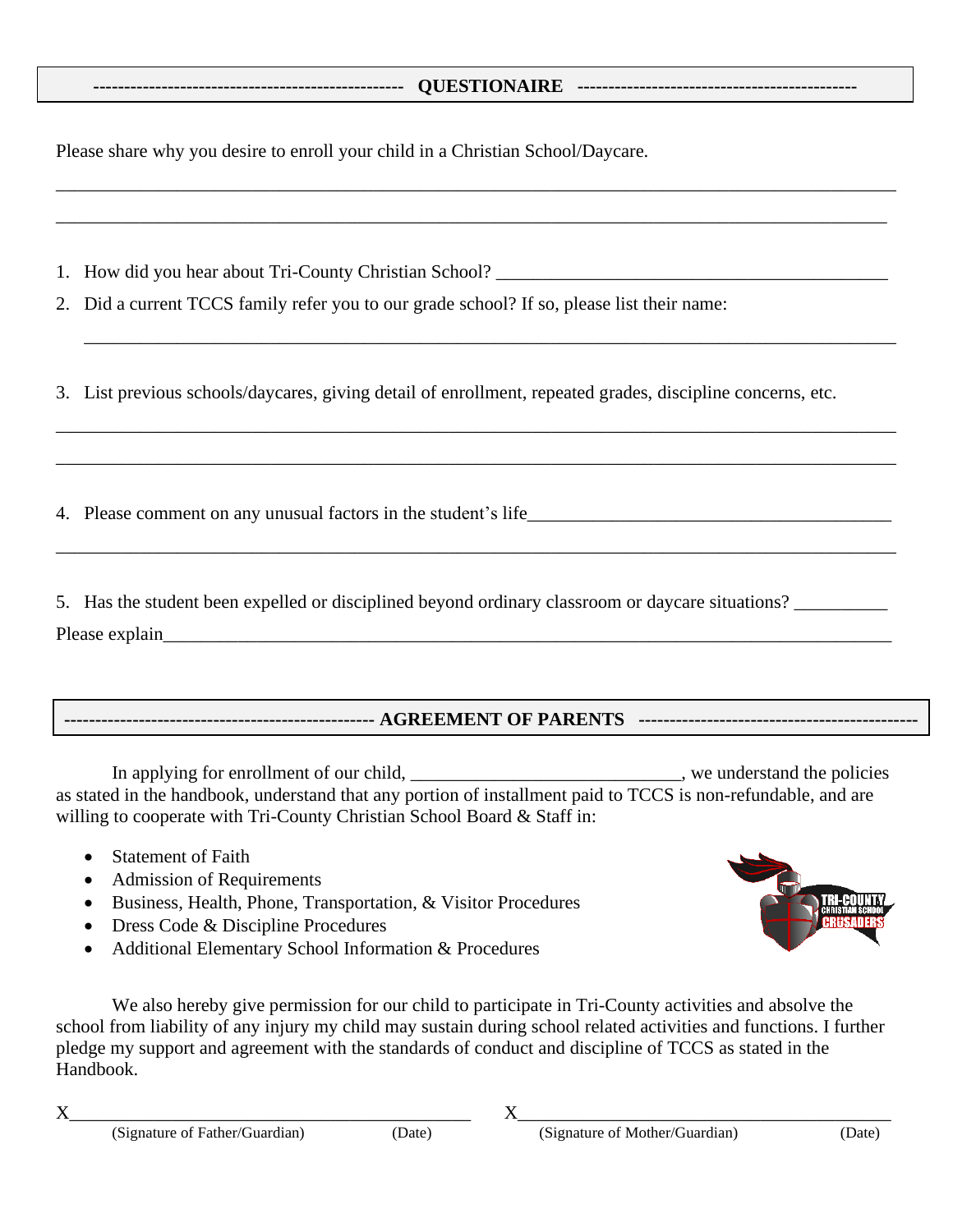## QUESTIONAIRE

Please share why you desire to enroll your child in a Christian School/Daycare.

_______________________________________________________________________________________

_______________________________________________________________________________________

1. How did you hear about Tri-County Christian School? ________________________________________
2. Did a current TCCS family refer you to our grade school? If so, please list their name:

   _______________________________________________________________________________________

3. List previous schools/daycares, giving detail of enrollment, repeated grades, discipline concerns, etc.

_______________________________________________________________________________________

_______________________________________________________________________________________

4. Please comment on any unusual factors in the student's life_____________________________________

_______________________________________________________________________________________

5. Has the student been expelled or disciplined beyond ordinary classroom or daycare situations? __________

Please explain_________________________________________________________________________

## AGREEMENT OF PARENTS

In applying for enrollment of our child, ____________________________, we understand the policies as stated in the handbook, understand that any portion of installment paid to TCCS is non-refundable, and are willing to cooperate with Tri-County Christian School Board & Staff in:

- Statement of Faith
- Admission of Requirements
- Business, Health, Phone, Transportation, & Visitor Procedures
- Dress Code & Discipline Procedures
- Additional Elementary School Information & Procedures

We also hereby give permission for our child to participate in Tri-County activities and absolve the school from liability of any injury my child may sustain during school related activities and functions. I further pledge my support and agreement with the standards of conduct and discipline of TCCS as stated in the Handbook.

X_____________________________________________ (Signature of Father/Guardian) (Date)

X_____________________________________________ (Signature of Mother/Guardian) (Date)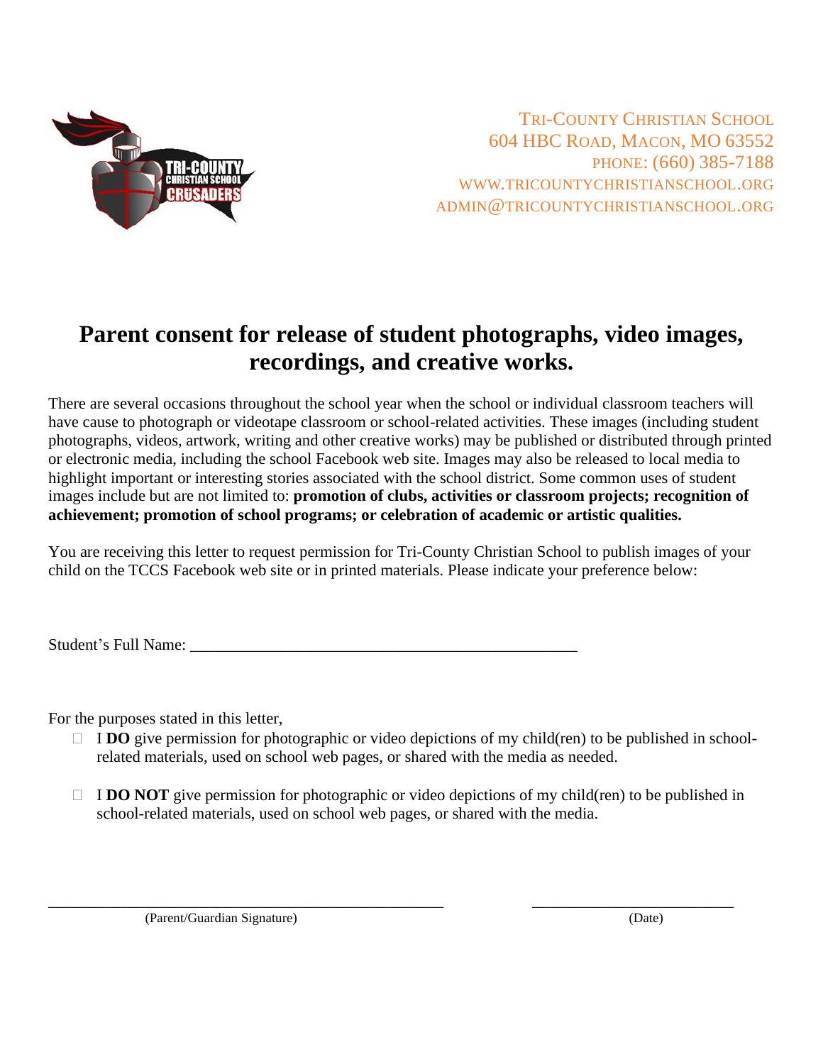Tri-County Christian School
604 HBC Road, Macon, MO 63552
Phone: (660) 385-7188
www.tricountychristianschool.org
admin@tricountychristianschool.org

# Parent consent for release of student photographs, video images, recordings, and creative works.

There are several occasions throughout the school year when the school or individual classroom teachers will have cause to photograph or videotape classroom or school-related activities. These images (including student photographs, videos, artwork, writing and other creative works) may be published or distributed through printed or electronic media, including the school Facebook web site. Images may also be released to local media to highlight important or interesting stories associated with the school district. Some common uses of student images include but are not limited to: **promotion of clubs, activities or classroom projects; recognition of achievement; promotion of school programs; or celebration of academic or artistic qualities.**

You are receiving this letter to request permission for Tri-County Christian School to publish images of your child on the TCCS Facebook web site or in printed materials. Please indicate your preference below:

Student's Full Name: ___________________________________________________

For the purposes stated in this letter,

- ☐ I **DO** give permission for photographic or video depictions of my child(ren) to be published in school-related materials, used on school web pages, or shared with the media as needed.

- ☐ I **DO NOT** give permission for photographic or video depictions of my child(ren) to be published in school-related materials, used on school web pages, or shared with the media.

_______________________________________________ (Parent/Guardian Signature)

_________________________ (Date)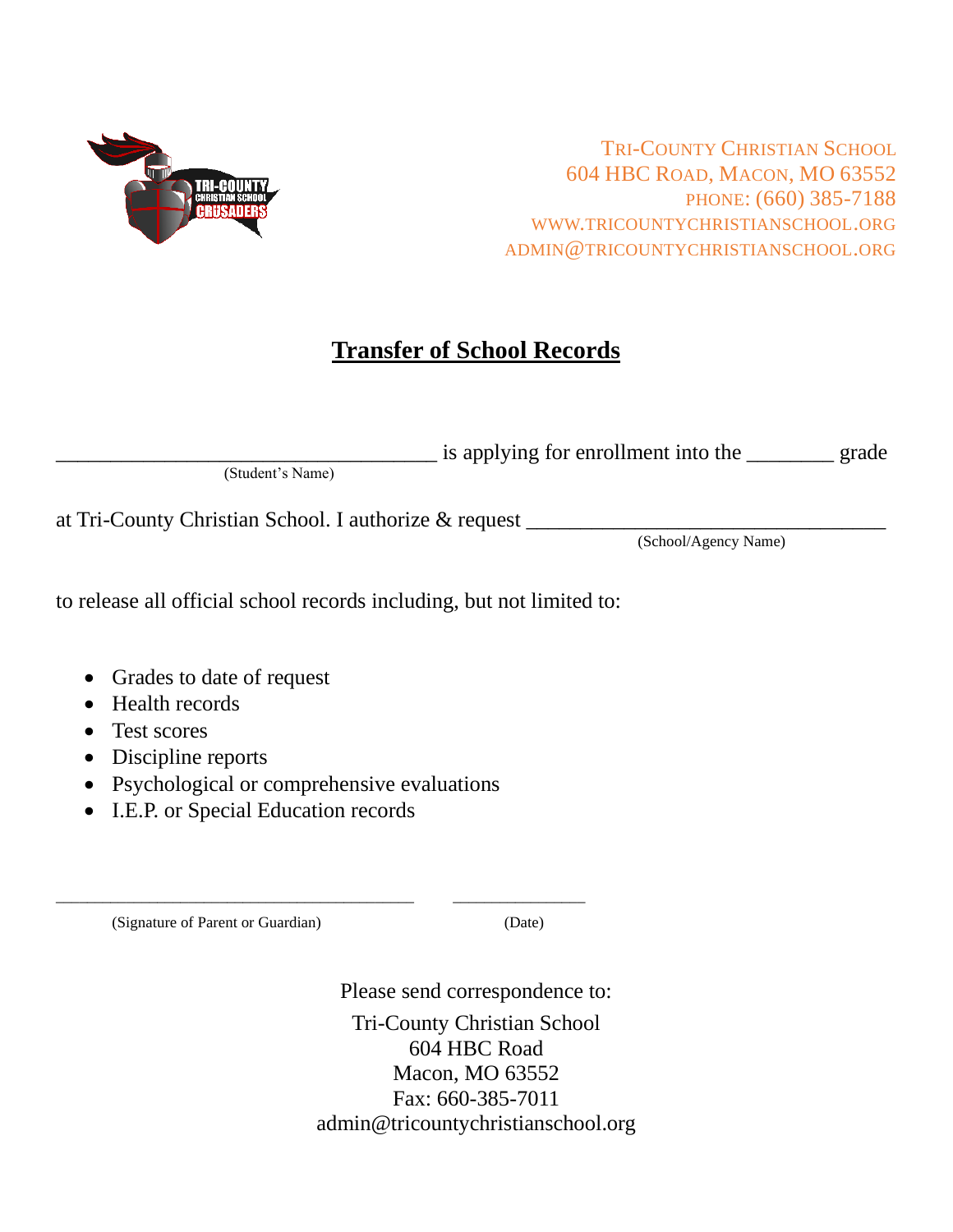TRI-COUNTY CHRISTIAN SCHOOL
604 HBC ROAD, MACON, MO 63552
PHONE: (660) 385-7188
WWW.TRICOUNTYCHRISTIANSCHOOL.ORG
ADMIN@TRICOUNTYCHRISTIANSCHOOL.ORG

# Transfer of School Records

____________________________________ is applying for enrollment into the ________ grade
(Student's Name)

at Tri-County Christian School. I authorize & request __________________________________
(School/Agency Name)

to release all official school records including, but not limited to:

- Grades to date of request
- Health records
- Test scores
- Discipline reports
- Psychological or comprehensive evaluations
- I.E.P. or Special Education records

______________________________________ ______________
(Signature of Parent or Guardian) (Date)

Please send correspondence to:

Tri-County Christian School
604 HBC Road
Macon, MO 63552
Fax: 660-385-7011
admin@tricountychristianschool.org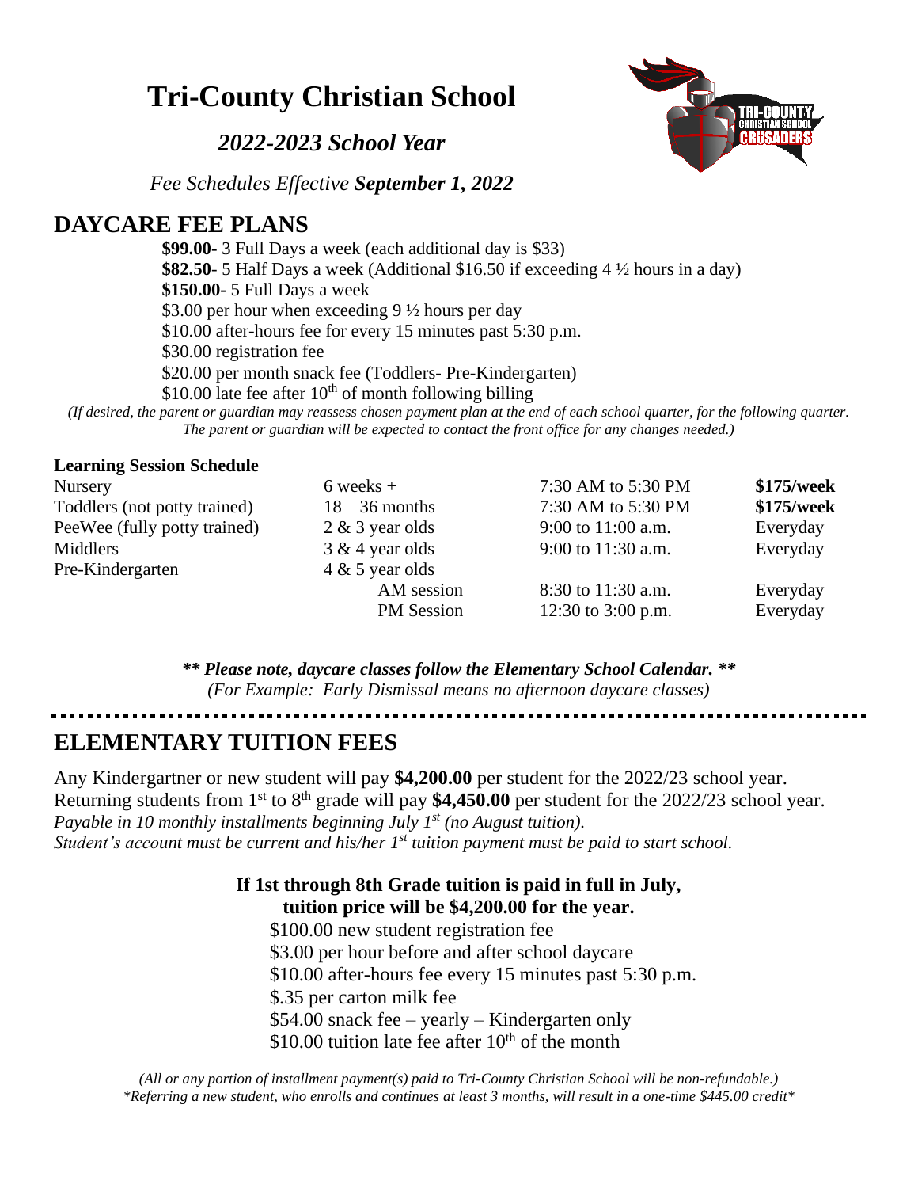# Tri-County Christian School

## *2022-2023 School Year*

*Fee Schedules Effective* ***September 1, 2022***

## DAYCARE FEE PLANS

**$99.00**- 3 Full Days a week (each additional day is $33)
**$82.50**- 5 Half Days a week (Additional $16.50 if exceeding 4 ½ hours in a day)
**$150.00**- 5 Full Days a week
$3.00 per hour when exceeding 9 ½ hours per day
$10.00 after-hours fee for every 15 minutes past 5:30 p.m.
$30.00 registration fee
$20.00 per month snack fee (Toddlers- Pre-Kindergarten)
$10.00 late fee after 10th of month following billing

*(If desired, the parent or guardian may reassess chosen payment plan at the end of each school quarter, for the following quarter. The parent or guardian will be expected to contact the front office for any changes needed.)*

**Learning Session Schedule**

| | | | |
|---|---|---|---|
| Nursery | 6 weeks + | 7:30 AM to 5:30 PM | **$175/week** |
| Toddlers (not potty trained) | 18 – 36 months | 7:30 AM to 5:30 PM | **$175/week** |
| PeeWee (fully potty trained) | 2 & 3 year olds | 9:00 to 11:00 a.m. | Everyday |
| Middlers | 3 & 4 year olds | 9:00 to 11:30 a.m. | Everyday |
| Pre-Kindergarten | 4 & 5 year olds | | |
| | AM session | 8:30 to 11:30 a.m. | Everyday |
| | PM Session | 12:30 to 3:00 p.m. | Everyday |

***\*\* Please note, daycare classes follow the Elementary School Calendar. \*\****
*(For Example: Early Dismissal means no afternoon daycare classes)*

---

## ELEMENTARY TUITION FEES

Any Kindergartner or new student will pay **$4,200.00** per student for the 2022/23 school year.
Returning students from 1st to 8th grade will pay **$4,450.00** per student for the 2022/23 school year.
*Payable in 10 monthly installments beginning July 1st (no August tuition).*
*Student's account must be current and his/her 1st tuition payment must be paid to start school.*

**If 1st through 8th Grade tuition is paid in full in July, tuition price will be $4,200.00 for the year.**

$100.00 new student registration fee
$3.00 per hour before and after school daycare
$10.00 after-hours fee every 15 minutes past 5:30 p.m.
$.35 per carton milk fee
$54.00 snack fee – yearly – Kindergarten only
$10.00 tuition late fee after 10th of the month

*(All or any portion of installment payment(s) paid to Tri-County Christian School will be non-refundable.)*
*\*Referring a new student, who enrolls and continues at least 3 months, will result in a one-time $445.00 credit\**